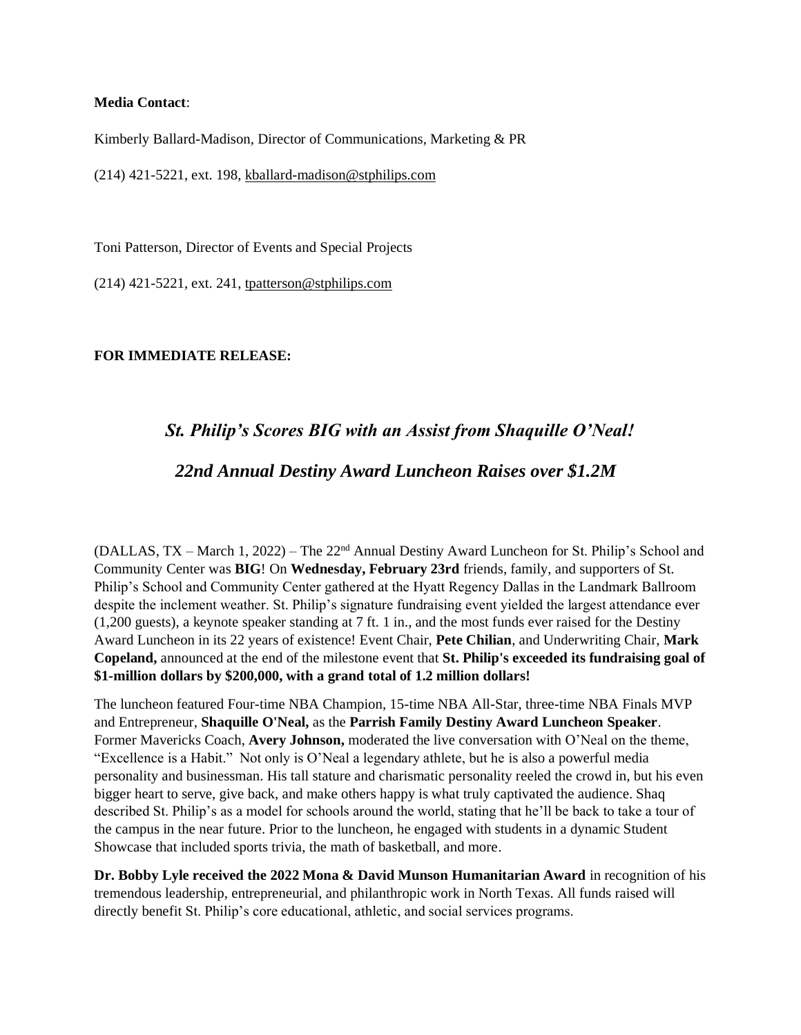**Media Contact**:

Kimberly Ballard-Madison, Director of Communications, Marketing & PR

(214) 421-5221, ext. 198, kballard-madison@stphilips.com

Toni Patterson, Director of Events and Special Projects

(214) 421-5221, ext. 241, tpatterson@stphilips.com

**FOR IMMEDIATE RELEASE:**

## *St. Philip's Scores BIG with an Assist from Shaquille O'Neal!*

## *22nd Annual Destiny Award Luncheon Raises over $1.2M*

(DALLAS, TX – March 1, 2022) – The 22nd Annual Destiny Award Luncheon for St. Philip's School and Community Center was **BIG**! On **Wednesday, February 23rd** friends, family, and supporters of St. Philip's School and Community Center gathered at the Hyatt Regency Dallas in the Landmark Ballroom despite the inclement weather. St. Philip's signature fundraising event yielded the largest attendance ever (1,200 guests), a keynote speaker standing at 7 ft. 1 in., and the most funds ever raised for the Destiny Award Luncheon in its 22 years of existence! Event Chair, **Pete Chilian**, and Underwriting Chair, **Mark Copeland,** announced at the end of the milestone event that **St. Philip's exceeded its fundraising goal of $1-million dollars by $200,000, with a grand total of 1.2 million dollars!**

The luncheon featured Four-time NBA Champion, 15-time NBA All-Star, three-time NBA Finals MVP and Entrepreneur, **Shaquille O'Neal,** as the **Parrish Family Destiny Award Luncheon Speaker**. Former Mavericks Coach, **Avery Johnson,** moderated the live conversation with O'Neal on the theme, "Excellence is a Habit." Not only is O'Neal a legendary athlete, but he is also a powerful media personality and businessman. His tall stature and charismatic personality reeled the crowd in, but his even bigger heart to serve, give back, and make others happy is what truly captivated the audience. Shaq described St. Philip's as a model for schools around the world, stating that he'll be back to take a tour of the campus in the near future. Prior to the luncheon, he engaged with students in a dynamic Student Showcase that included sports trivia, the math of basketball, and more.

**Dr. Bobby Lyle received the 2022 Mona & David Munson Humanitarian Award** in recognition of his tremendous leadership, entrepreneurial, and philanthropic work in North Texas. All funds raised will directly benefit St. Philip's core educational, athletic, and social services programs.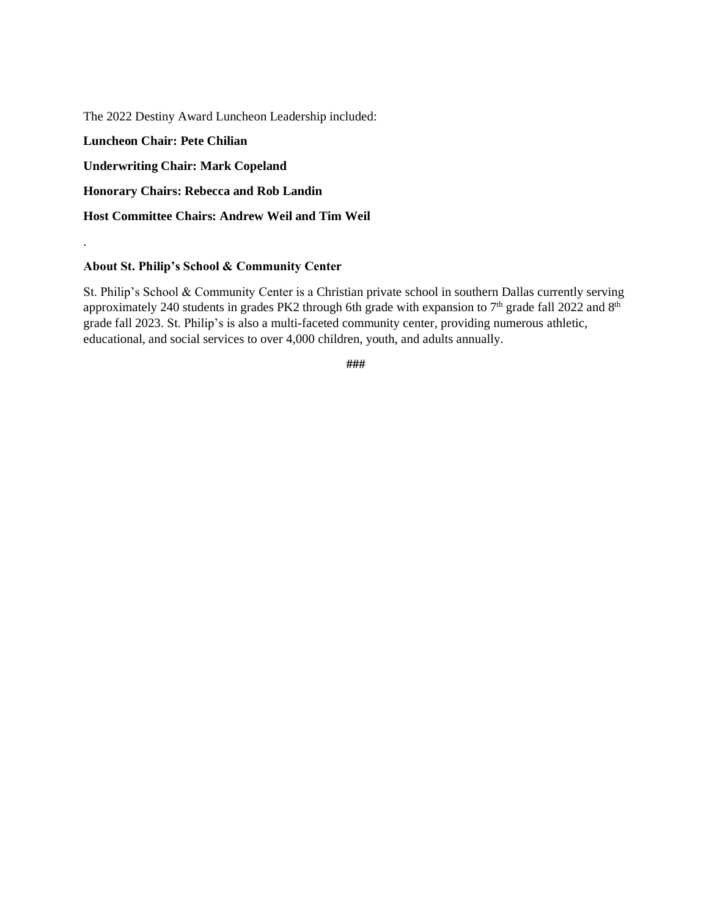The 2022 Destiny Award Luncheon Leadership included:

**Luncheon Chair: Pete Chilian**

**Underwriting Chair: Mark Copeland**

**Honorary Chairs: Rebecca and Rob Landin**

**Host Committee Chairs: Andrew Weil and Tim Weil**

.

**About St. Philip's School & Community Center**

St. Philip's School & Community Center is a Christian private school in southern Dallas currently serving approximately 240 students in grades PK2 through 6th grade with expansion to 7th grade fall 2022 and 8th grade fall 2023. St. Philip's is also a multi-faceted community center, providing numerous athletic, educational, and social services to over 4,000 children, youth, and adults annually.

###